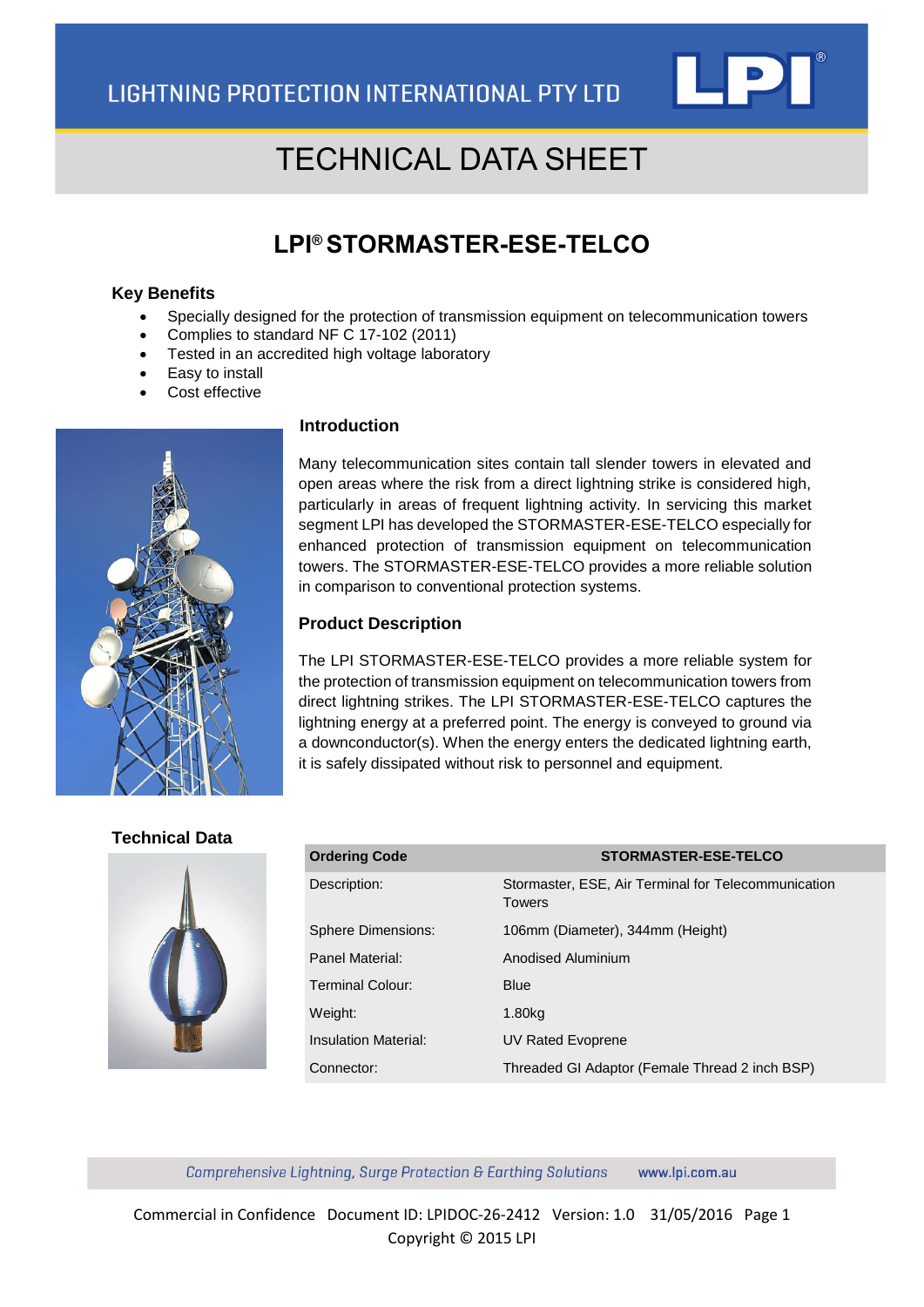LIGHTNING PROTECTION INTERNATIONAL PTY LTD

# TECHNICAL DATA SHEET

## LPI® STORMASTER-ESE-TELCO

### Key Benefits

- Specially designed for the protection of transmission equipment on telecommunication towers
- Complies to standard NF C 17-102 (2011)
- Tested in an accredited high voltage laboratory
- Easy to install
- Cost effective

### Introduction

Many telecommunication sites contain tall slender towers in elevated and open areas where the risk from a direct lightning strike is considered high, particularly in areas of frequent lightning activity. In servicing this market segment LPI has developed the STORMASTER-ESE-TELCO especially for enhanced protection of transmission equipment on telecommunication towers. The STORMASTER-ESE-TELCO provides a more reliable solution in comparison to conventional protection systems.

### Product Description

The LPI STORMASTER-ESE-TELCO provides a more reliable system for the protection of transmission equipment on telecommunication towers from direct lightning strikes. The LPI STORMASTER-ESE-TELCO captures the lightning energy at a preferred point. The energy is conveyed to ground via a downconductor(s). When the energy enters the dedicated lightning earth, it is safely dissipated without risk to personnel and equipment.

### Technical Data

| Ordering Code | STORMASTER-ESE-TELCO |
|---|---|
| Description: | Stormaster, ESE, Air Terminal for Telecommunication Towers |
| Sphere Dimensions: | 106mm (Diameter), 344mm (Height) |
| Panel Material: | Anodised Aluminium |
| Terminal Colour: | Blue |
| Weight: | 1.80kg |
| Insulation Material: | UV Rated Evoprene |
| Connector: | Threaded GI Adaptor (Female Thread 2 inch BSP) |

*Comprehensive Lightning, Surge Protection & Earthing Solutions* www.lpi.com.au

Commercial in Confidence Document ID: LPIDOC-26-2412 Version: 1.0 31/05/2016

Copyright © 2015 LPI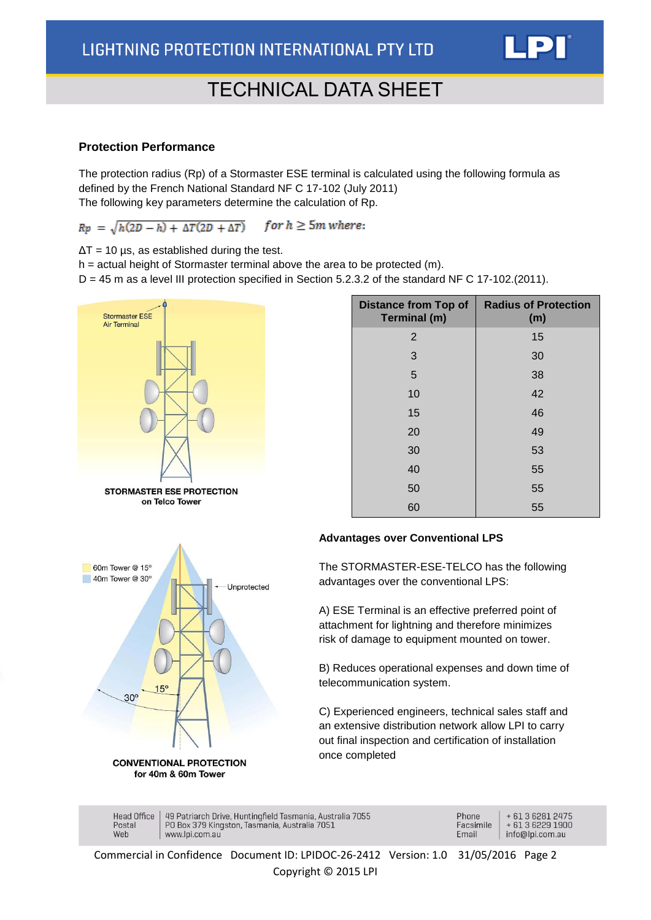## Protection Performance

The protection radius (Rp) of a Stormaster ESE terminal is calculated using the following formula as defined by the French National Standard NF C 17-102 (July 2011)
The following key parameters determine the calculation of Rp.

$$Rp = \sqrt{h(2D - h) + \Delta T(2D + \Delta T)} \quad for\ h \geq 5m\ where:$$

$\Delta T$ = 10 µs, as established during the test.
h = actual height of Stormaster terminal above the area to be protected (m).
D = 45 m as a level III protection specified in Section 5.2.3.2 of the standard NF C 17-102.(2011).

Stormaster ESE Air Terminal

**STORMASTER ESE PROTECTION on Telco Tower**

| Distance from Top of Terminal (m) | Radius of Protection (m) |
|---|---|
| 2 | 15 |
| 3 | 30 |
| 5 | 38 |
| 10 | 42 |
| 15 | 46 |
| 20 | 49 |
| 30 | 53 |
| 40 | 55 |
| 50 | 55 |
| 60 | 55 |

60m Tower @ 15°
40m Tower @ 30°
Unprotected
15°
30°

**CONVENTIONAL PROTECTION for 40m & 60m Tower**

### Advantages over Conventional LPS

The STORMASTER-ESE-TELCO has the following advantages over the conventional LPS:

A) ESE Terminal is an effective preferred point of attachment for lightning and therefore minimizes risk of damage to equipment mounted on tower.

B) Reduces operational expenses and down time of telecommunication system.

C) Experienced engineers, technical sales staff and an extensive distribution network allow LPI to carry out final inspection and certification of installation once completed